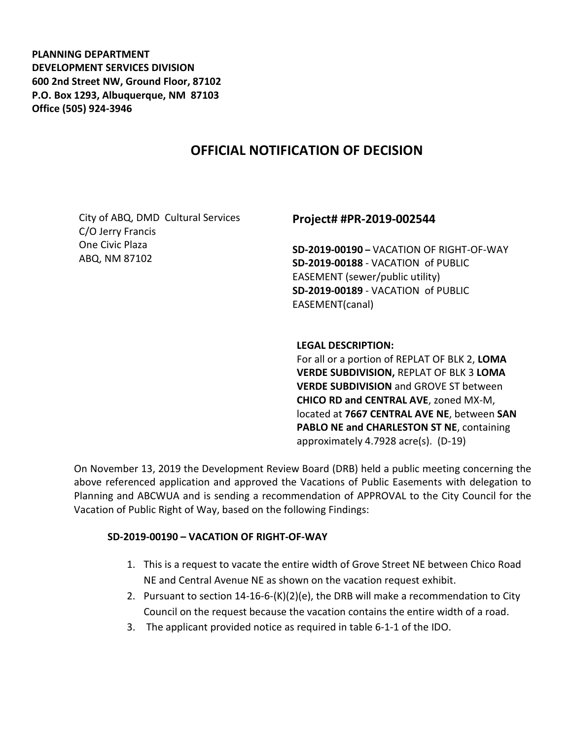**PLANNING DEPARTMENT**
**DEVELOPMENT SERVICES DIVISION**
**600 2nd Street NW, Ground Floor, 87102**
**P.O. Box 1293, Albuquerque, NM 87103**
**Office (505) 924-3946**

# OFFICIAL NOTIFICATION OF DECISION

City of ABQ, DMD Cultural Services
C/O Jerry Francis
One Civic Plaza
ABQ, NM 87102

## Project# #PR-2019-002544

**SD-2019-00190 –** VACATION OF RIGHT-OF-WAY
**SD-2019-00188** - VACATION of PUBLIC EASEMENT (sewer/public utility)
**SD-2019-00189** - VACATION of PUBLIC EASEMENT(canal)

**LEGAL DESCRIPTION:**
For all or a portion of REPLAT OF BLK 2, **LOMA VERDE SUBDIVISION,** REPLAT OF BLK 3 **LOMA VERDE SUBDIVISION** and GROVE ST between **CHICO RD and CENTRAL AVE**, zoned MX-M, located at **7667 CENTRAL AVE NE**, between **SAN PABLO NE and CHARLESTON ST NE**, containing approximately 4.7928 acre(s). (D-19)

On November 13, 2019 the Development Review Board (DRB) held a public meeting concerning the above referenced application and approved the Vacations of Public Easements with delegation to Planning and ABCWUA and is sending a recommendation of APPROVAL to the City Council for the Vacation of Public Right of Way, based on the following Findings:

**SD-2019-00190 – VACATION OF RIGHT-OF-WAY**

1. This is a request to vacate the entire width of Grove Street NE between Chico Road NE and Central Avenue NE as shown on the vacation request exhibit.
2. Pursuant to section 14-16-6-(K)(2)(e), the DRB will make a recommendation to City Council on the request because the vacation contains the entire width of a road.
3. The applicant provided notice as required in table 6-1-1 of the IDO.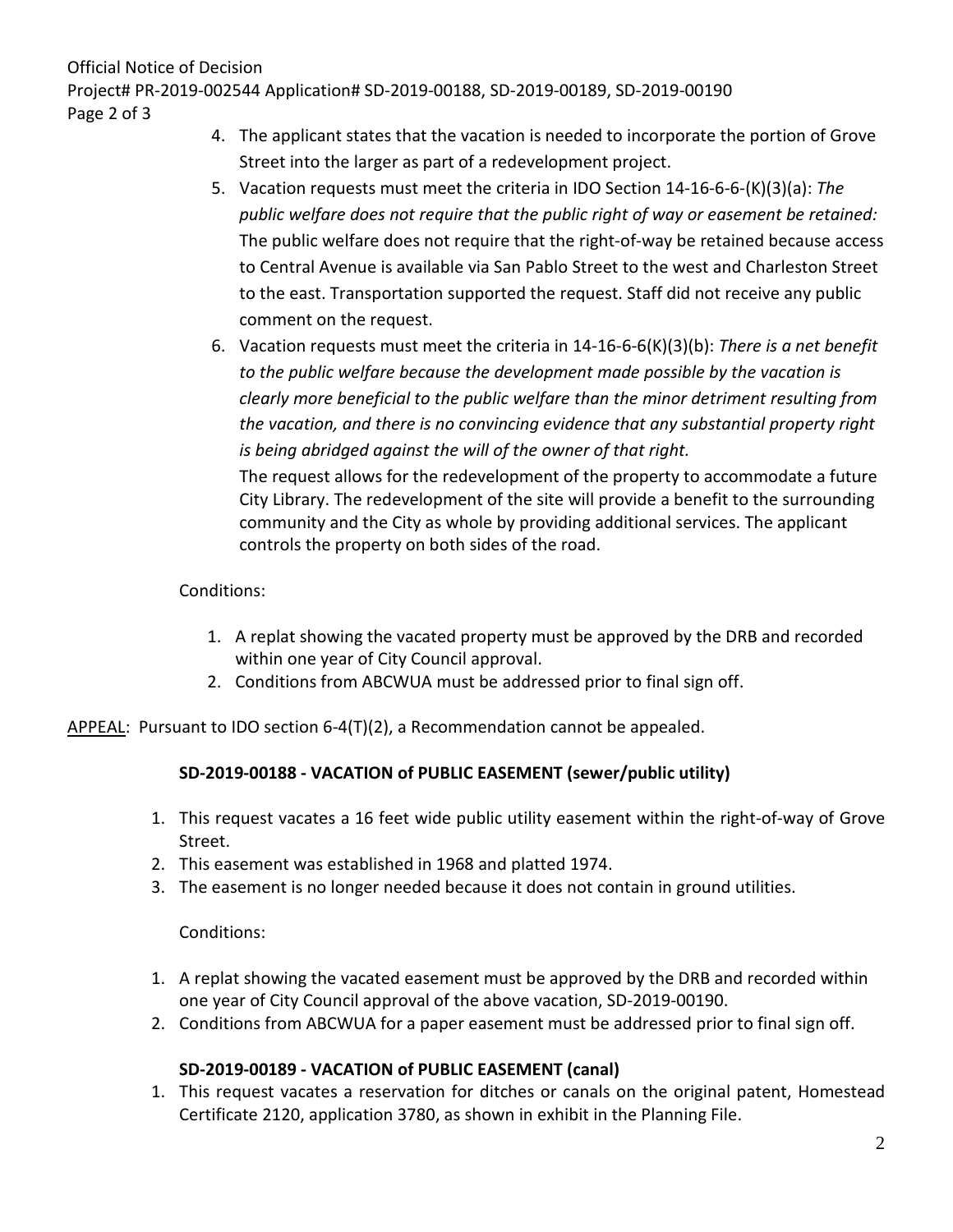4. The applicant states that the vacation is needed to incorporate the portion of Grove Street into the larger as part of a redevelopment project.
5. Vacation requests must meet the criteria in IDO Section 14-16-6-6-(K)(3)(a): *The public welfare does not require that the public right of way or easement be retained:* The public welfare does not require that the right-of-way be retained because access to Central Avenue is available via San Pablo Street to the west and Charleston Street to the east. Transportation supported the request. Staff did not receive any public comment on the request.
6. Vacation requests must meet the criteria in 14-16-6-6(K)(3)(b): *There is a net benefit to the public welfare because the development made possible by the vacation is clearly more beneficial to the public welfare than the minor detriment resulting from the vacation, and there is no convincing evidence that any substantial property right is being abridged against the will of the owner of that right.*

   The request allows for the redevelopment of the property to accommodate a future City Library. The redevelopment of the site will provide a benefit to the surrounding community and the City as whole by providing additional services. The applicant controls the property on both sides of the road.

Conditions:

1. A replat showing the vacated property must be approved by the DRB and recorded within one year of City Council approval.
2. Conditions from ABCWUA must be addressed prior to final sign off.

<u>APPEAL</u>: Pursuant to IDO section 6-4(T)(2), a Recommendation cannot be appealed.

**SD-2019-00188 - VACATION of PUBLIC EASEMENT (sewer/public utility)**

1. This request vacates a 16 feet wide public utility easement within the right-of-way of Grove Street.
2. This easement was established in 1968 and platted 1974.
3. The easement is no longer needed because it does not contain in ground utilities.

Conditions:

1. A replat showing the vacated easement must be approved by the DRB and recorded within one year of City Council approval of the above vacation, SD-2019-00190.
2. Conditions from ABCWUA for a paper easement must be addressed prior to final sign off.

**SD-2019-00189 - VACATION of PUBLIC EASEMENT (canal)**

1. This request vacates a reservation for ditches or canals on the original patent, Homestead Certificate 2120, application 3780, as shown in exhibit in the Planning File.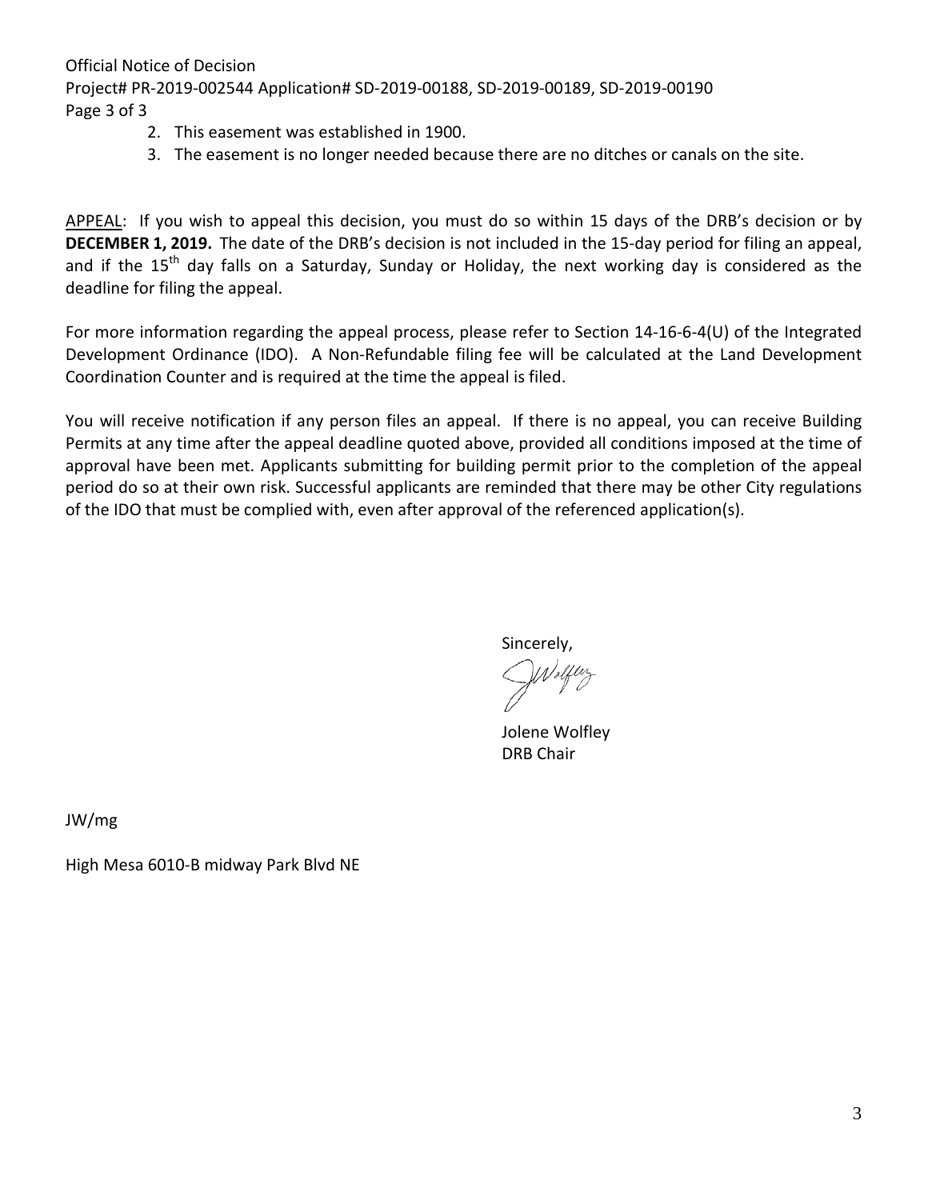2. This easement was established in 1900.
3. The easement is no longer needed because there are no ditches or canals on the site.

APPEAL: If you wish to appeal this decision, you must do so within 15 days of the DRB's decision or by **DECEMBER 1, 2019.** The date of the DRB's decision is not included in the 15-day period for filing an appeal, and if the 15th day falls on a Saturday, Sunday or Holiday, the next working day is considered as the deadline for filing the appeal.

For more information regarding the appeal process, please refer to Section 14-16-6-4(U) of the Integrated Development Ordinance (IDO). A Non-Refundable filing fee will be calculated at the Land Development Coordination Counter and is required at the time the appeal is filed.

You will receive notification if any person files an appeal. If there is no appeal, you can receive Building Permits at any time after the appeal deadline quoted above, provided all conditions imposed at the time of approval have been met. Applicants submitting for building permit prior to the completion of the appeal period do so at their own risk. Successful applicants are reminded that there may be other City regulations of the IDO that must be complied with, even after approval of the referenced application(s).

Sincerely,

Jolene Wolfley
DRB Chair

JW/mg

High Mesa 6010-B midway Park Blvd NE